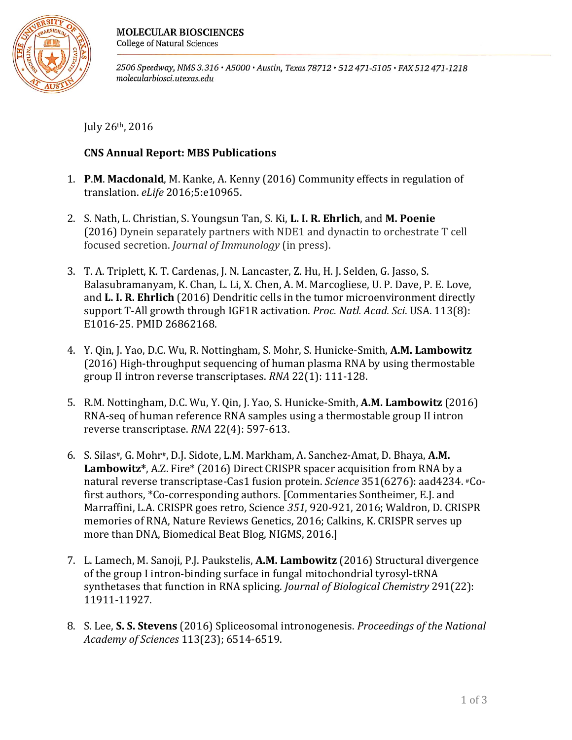**MOLECULAR BIOSCIENCES**
College of Natural Sciences

*2506 Speedway, NMS 3.316 • A5000 • Austin, Texas 78712 • 512 471-5105 • FAX 512 471-1218*
*molecularbiosci.utexas.edu*

July 26th, 2016

**CNS Annual Report: MBS Publications**

1. **P.M. Macdonald**, M. Kanke, A. Kenny (2016) Community effects in regulation of translation. *eLife* 2016;5:e10965.

2. S. Nath, L. Christian, S. Youngsun Tan, S. Ki, **L. I. R. Ehrlich**, and **M. Poenie** (2016) Dynein separately partners with NDE1 and dynactin to orchestrate T cell focused secretion. *Journal of Immunology* (in press).

3. T. A. Triplett, K. T. Cardenas, J. N. Lancaster, Z. Hu, H. J. Selden, G. Jasso, S. Balasubramanyam, K. Chan, L. Li, X. Chen, A. M. Marcogliese, U. P. Dave, P. E. Love, and **L. I. R. Ehrlich** (2016) Dendritic cells in the tumor microenvironment directly support T-All growth through IGF1R activation. *Proc. Natl. Acad. Sci*. USA. 113(8): E1016-25. PMID 26862168.

4. Y. Qin, J. Yao, D.C. Wu, R. Nottingham, S. Mohr, S. Hunicke-Smith, **A.M. Lambowitz** (2016) High-throughput sequencing of human plasma RNA by using thermostable group II intron reverse transcriptases. *RNA* 22(1): 111-128.

5. R.M. Nottingham, D.C. Wu, Y. Qin, J. Yao, S. Hunicke-Smith, **A.M. Lambowitz** (2016) RNA-seq of human reference RNA samples using a thermostable group II intron reverse transcriptase. *RNA* 22(4): 597-613.

6. S. Silas#, G. Mohr#, D.J. Sidote, L.M. Markham, A. Sanchez-Amat, D. Bhaya, **A.M. Lambowitz***, A.Z. Fire* (2016) Direct CRISPR spacer acquisition from RNA by a natural reverse transcriptase-Cas1 fusion protein. *Science* 351(6276): aad4234. #Co-first authors, *Co-corresponding authors. [Commentaries Sontheimer, E.J. and Marraffini, L.A. CRISPR goes retro, Science *351*, 920-921, 2016; Waldron, D. CRISPR memories of RNA, Nature Reviews Genetics, 2016; Calkins, K. CRISPR serves up more than DNA, Biomedical Beat Blog, NIGMS, 2016.]

7. L. Lamech, M. Sanoji, P.J. Paukstelis, **A.M. Lambowitz** (2016) Structural divergence of the group I intron-binding surface in fungal mitochondrial tyrosyl-tRNA synthetases that function in RNA splicing. *Journal of Biological Chemistry* 291(22): 11911-11927.

8. S. Lee, **S. S. Stevens** (2016) Spliceosomal intronogenesis. *Proceedings of the National Academy of Sciences* 113(23); 6514-6519.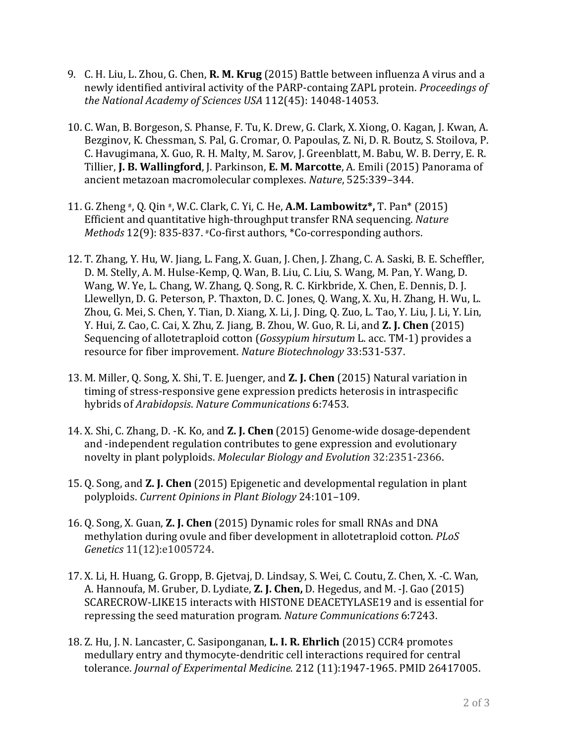9. C. H. Liu, L. Zhou, G. Chen, **R. M. Krug** (2015) Battle between influenza A virus and a newly identified antiviral activity of the PARP-containg ZAPL protein. *Proceedings of the National Academy of Sciences USA* 112(45): 14048-14053.

10. C. Wan, B. Borgeson, S. Phanse, F. Tu, K. Drew, G. Clark, X. Xiong, O. Kagan, J. Kwan, A. Bezginov, K. Chessman, S. Pal, G. Cromar, O. Papoulas, Z. Ni, D. R. Boutz, S. Stoilova, P. C. Havugimana, X. Guo, R. H. Malty, M. Sarov, J. Greenblatt, M. Babu, W. B. Derry, E. R. Tillier, **J. B. Wallingford**, J. Parkinson, **E. M. Marcotte**, A. Emili (2015) Panorama of ancient metazoan macromolecular complexes. *Nature*, 525:339–344.

11. G. Zheng [#], Q. Qin [#], W.C. Clark, C. Yi, C. He, **A.M. Lambowitz*,** T. Pan* (2015) Efficient and quantitative high-throughput transfer RNA sequencing. *Nature Methods* 12(9): 835-837. [#]Co-first authors, *Co-corresponding authors.

12. T. Zhang, Y. Hu, W. Jiang, L. Fang, X. Guan, J. Chen, J. Zhang, C. A. Saski, B. E. Scheffler, D. M. Stelly, A. M. Hulse-Kemp, Q. Wan, B. Liu, C. Liu, S. Wang, M. Pan, Y. Wang, D. Wang, W. Ye, L. Chang, W. Zhang, Q. Song, R. C. Kirkbride, X. Chen, E. Dennis, D. J. Llewellyn, D. G. Peterson, P. Thaxton, D. C. Jones, Q. Wang, X. Xu, H. Zhang, H. Wu, L. Zhou, G. Mei, S. Chen, Y. Tian, D. Xiang, X. Li, J. Ding, Q. Zuo, L. Tao, Y. Liu, J. Li, Y. Lin, Y. Hui, Z. Cao, C. Cai, X. Zhu, Z. Jiang, B. Zhou, W. Guo, R. Li, and **Z. J. Chen** (2015) Sequencing of allotetraploid cotton (*Gossypium hirsutum* L. acc. TM-1) provides a resource for fiber improvement. *Nature Biotechnology* 33:531-537.

13. M. Miller, Q. Song, X. Shi, T. E. Juenger, and **Z. J. Chen** (2015) Natural variation in timing of stress-responsive gene expression predicts heterosis in intraspecific hybrids of *Arabidopsis*. *Nature Communications* 6:7453.

14. X. Shi, C. Zhang, D. -K. Ko, and **Z. J. Chen** (2015) Genome-wide dosage-dependent and -independent regulation contributes to gene expression and evolutionary novelty in plant polyploids. *Molecular Biology and Evolution* 32:2351-2366.

15. Q. Song, and **Z. J. Chen** (2015) Epigenetic and developmental regulation in plant polyploids. *Current Opinions in Plant Biology* 24:101–109.

16. Q. Song, X. Guan, **Z. J. Chen** (2015) Dynamic roles for small RNAs and DNA methylation during ovule and fiber development in allotetraploid cotton. *PLoS Genetics* 11(12):e1005724.

17. X. Li, H. Huang, G. Gropp, B. Gjetvaj, D. Lindsay, S. Wei, C. Coutu, Z. Chen, X. -C. Wan, A. Hannoufa, M. Gruber, D. Lydiate, **Z. J. Chen,** D. Hegedus, and M. -J. Gao (2015) SCARECROW-LIKE15 interacts with HISTONE DEACETYLASE19 and is essential for repressing the seed maturation program. *Nature Communications* 6:7243.

18. Z. Hu, J. N. Lancaster, C. Sasiponganan, **L. I. R. Ehrlich** (2015) CCR4 promotes medullary entry and thymocyte-dendritic cell interactions required for central tolerance. *Journal of Experimental Medicine.* 212 (11):1947-1965. PMID 26417005.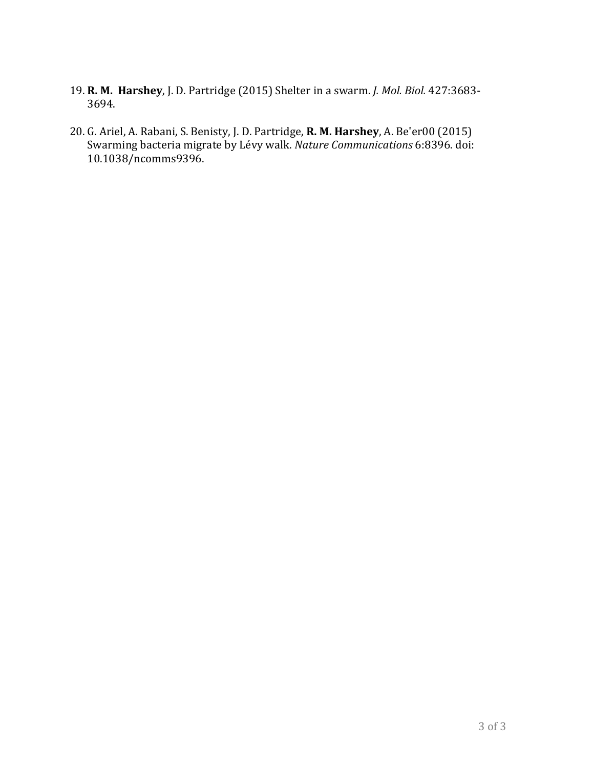19. **R. M. Harshey**, J. D. Partridge (2015) Shelter in a swarm. *J. Mol. Biol.* 427:3683-3694.

20. G. Ariel, A. Rabani, S. Benisty, J. D. Partridge, **R. M. Harshey**, A. Be'er00 (2015) Swarming bacteria migrate by Lévy walk. *Nature Communications* 6:8396. doi: 10.1038/ncomms9396.